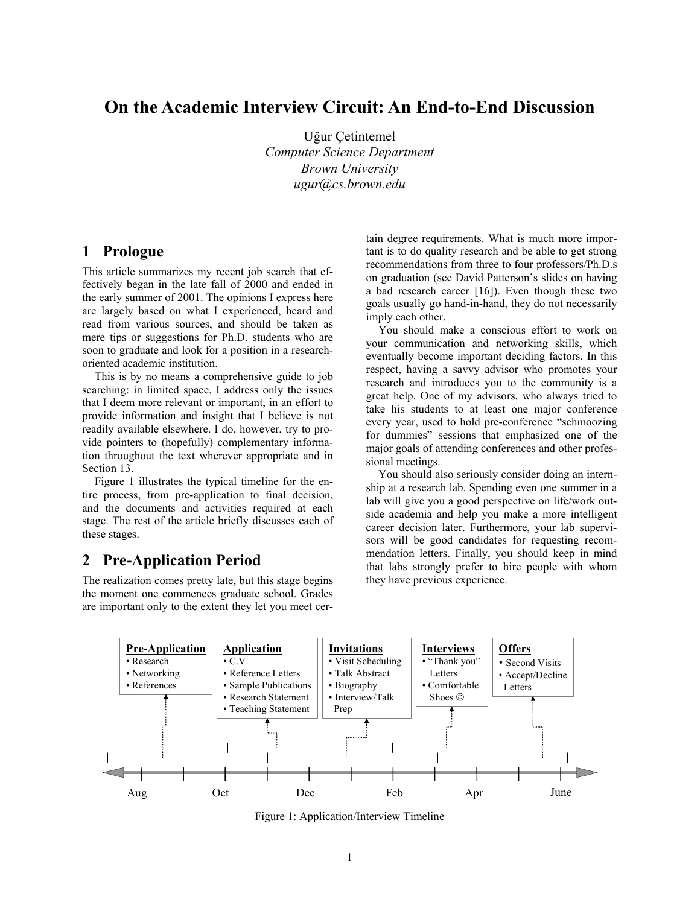# On the Academic Interview Circuit: An End-to-End Discussion

Uğur Çetintemel
*Computer Science Department*
*Brown University*
*ugur@cs.brown.edu*

## 1 Prologue

This article summarizes my recent job search that effectively began in the late fall of 2000 and ended in the early summer of 2001. The opinions I express here are largely based on what I experienced, heard and read from various sources, and should be taken as mere tips or suggestions for Ph.D. students who are soon to graduate and look for a position in a research-oriented academic institution.

This is by no means a comprehensive guide to job searching: in limited space, I address only the issues that I deem more relevant or important, in an effort to provide information and insight that I believe is not readily available elsewhere. I do, however, try to provide pointers to (hopefully) complementary information throughout the text wherever appropriate and in Section 13.

Figure 1 illustrates the typical timeline for the entire process, from pre-application to final decision, and the documents and activities required at each stage. The rest of the article briefly discusses each of these stages.

## 2 Pre-Application Period

The realization comes pretty late, but this stage begins the moment one commences graduate school. Grades are important only to the extent they let you meet certain degree requirements. What is much more important is to do quality research and be able to get strong recommendations from three to four professors/Ph.D.s on graduation (see David Patterson's slides on having a bad research career [16]). Even though these two goals usually go hand-in-hand, they do not necessarily imply each other.

You should make a conscious effort to work on your communication and networking skills, which eventually become important deciding factors. In this respect, having a savvy advisor who promotes your research and introduces you to the community is a great help. One of my advisors, who always tried to take his students to at least one major conference every year, used to hold pre-conference "schmoozing for dummies" sessions that emphasized one of the major goals of attending conferences and other professional meetings.

You should also seriously consider doing an internship at a research lab. Spending even one summer in a lab will give you a good perspective on life/work outside academia and help you make a more intelligent career decision later. Furthermore, your lab supervisors will be good candidates for requesting recommendation letters. Finally, you should keep in mind that labs strongly prefer to hire people with whom they have previous experience.

**Pre-Application**
- Research
- Networking
- References

**Application**
- C.V.
- Reference Letters
- Sample Publications
- Research Statement
- Teaching Statement

**Invitations**
- Visit Scheduling
- Talk Abstract
- Biography
- Interview/Talk Prep

**Interviews**
- "Thank you" Letters
- Comfortable Shoes ☺

**Offers**
- Second Visits
- Accept/Decline Letters

Aug — Oct — Dec — Feb — Apr — June

Figure 1: Application/Interview Timeline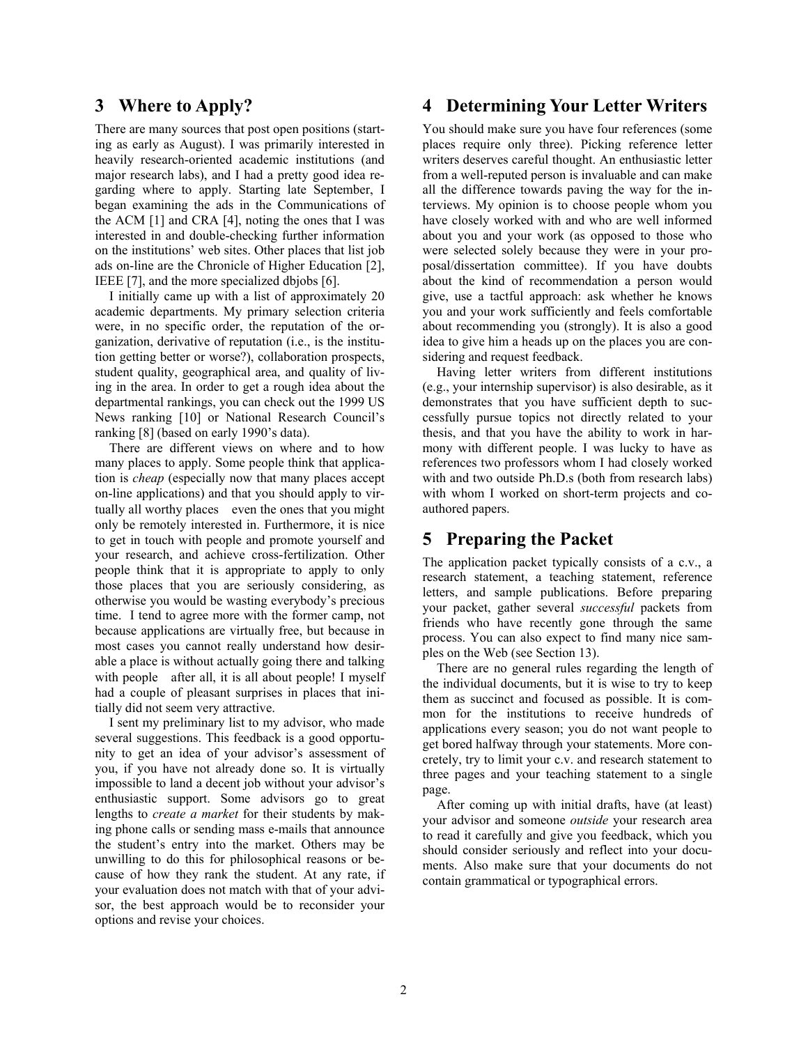## 3 Where to Apply?

There are many sources that post open positions (starting as early as August). I was primarily interested in heavily research-oriented academic institutions (and major research labs), and I had a pretty good idea regarding where to apply. Starting late September, I began examining the ads in the Communications of the ACM [1] and CRA [4], noting the ones that I was interested in and double-checking further information on the institutions' web sites. Other places that list job ads on-line are the Chronicle of Higher Education [2], IEEE [7], and the more specialized dbjobs [6].

I initially came up with a list of approximately 20 academic departments. My primary selection criteria were, in no specific order, the reputation of the organization, derivative of reputation (i.e., is the institution getting better or worse?), collaboration prospects, student quality, geographical area, and quality of living in the area. In order to get a rough idea about the departmental rankings, you can check out the 1999 US News ranking [10] or National Research Council's ranking [8] (based on early 1990's data).

There are different views on where and to how many places to apply. Some people think that application is *cheap* (especially now that many places accept on-line applications) and that you should apply to virtually all worthy places — even the ones that you might only be remotely interested in. Furthermore, it is nice to get in touch with people and promote yourself and your research, and achieve cross-fertilization. Other people think that it is appropriate to apply to only those places that you are seriously considering, as otherwise you would be wasting everybody's precious time. I tend to agree more with the former camp, not because applications are virtually free, but because in most cases you cannot really understand how desirable a place is without actually going there and talking with people — after all, it is all about people! I myself had a couple of pleasant surprises in places that initially did not seem very attractive.

I sent my preliminary list to my advisor, who made several suggestions. This feedback is a good opportunity to get an idea of your advisor's assessment of you, if you have not already done so. It is virtually impossible to land a decent job without your advisor's enthusiastic support. Some advisors go to great lengths to *create a market* for their students by making phone calls or sending mass e-mails that announce the student's entry into the market. Others may be unwilling to do this for philosophical reasons or because of how they rank the student. At any rate, if your evaluation does not match with that of your advisor, the best approach would be to reconsider your options and revise your choices.

## 4 Determining Your Letter Writers

You should make sure you have four references (some places require only three). Picking reference letter writers deserves careful thought. An enthusiastic letter from a well-reputed person is invaluable and can make all the difference towards paving the way for the interviews. My opinion is to choose people whom you have closely worked with and who are well informed about you and your work (as opposed to those who were selected solely because they were in your proposal/dissertation committee). If you have doubts about the kind of recommendation a person would give, use a tactful approach: ask whether he knows you and your work sufficiently and feels comfortable about recommending you (strongly). It is also a good idea to give him a heads up on the places you are considering and request feedback.

Having letter writers from different institutions (e.g., your internship supervisor) is also desirable, as it demonstrates that you have sufficient depth to successfully pursue topics not directly related to your thesis, and that you have the ability to work in harmony with different people. I was lucky to have as references two professors whom I had closely worked with and two outside Ph.D.s (both from research labs) with whom I worked on short-term projects and co-authored papers.

## 5 Preparing the Packet

The application packet typically consists of a c.v., a research statement, a teaching statement, reference letters, and sample publications. Before preparing your packet, gather several *successful* packets from friends who have recently gone through the same process. You can also expect to find many nice samples on the Web (see Section 13).

There are no general rules regarding the length of the individual documents, but it is wise to try to keep them as succinct and focused as possible. It is common for the institutions to receive hundreds of applications every season; you do not want people to get bored halfway through your statements. More concretely, try to limit your c.v. and research statement to three pages and your teaching statement to a single page.

After coming up with initial drafts, have (at least) your advisor and someone *outside* your research area to read it carefully and give you feedback, which you should consider seriously and reflect into your documents. Also make sure that your documents do not contain grammatical or typographical errors.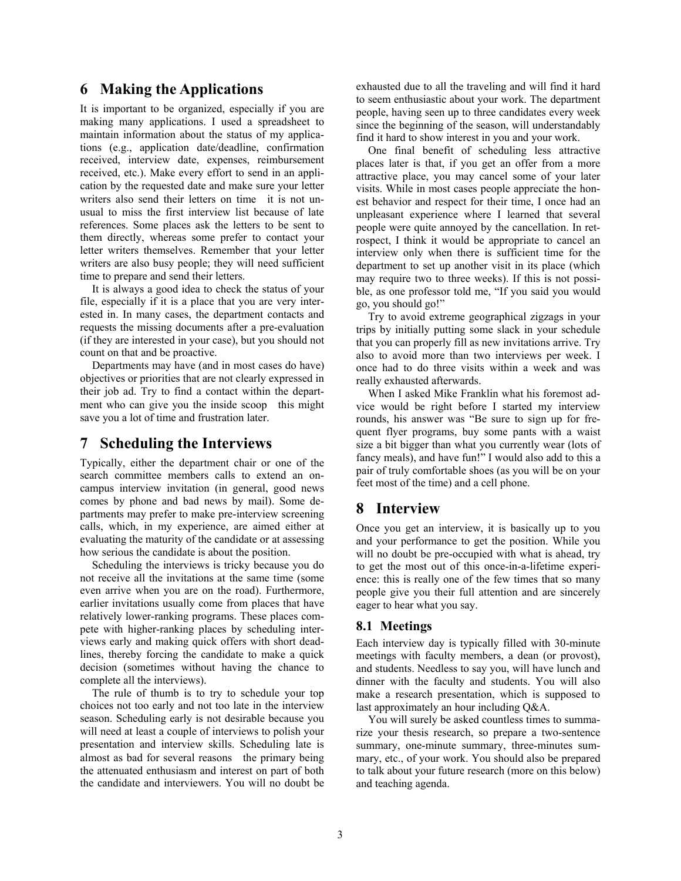## 6 Making the Applications

It is important to be organized, especially if you are making many applications. I used a spreadsheet to maintain information about the status of my applications (e.g., application date/deadline, confirmation received, interview date, expenses, reimbursement received, etc.). Make every effort to send in an application by the requested date and make sure your letter writers also send their letters on time  it is not unusual to miss the first interview list because of late references. Some places ask the letters to be sent to them directly, whereas some prefer to contact your letter writers themselves. Remember that your letter writers are also busy people; they will need sufficient time to prepare and send their letters.

It is always a good idea to check the status of your file, especially if it is a place that you are very interested in. In many cases, the department contacts and requests the missing documents after a pre-evaluation (if they are interested in your case), but you should not count on that and be proactive.

Departments may have (and in most cases do have) objectives or priorities that are not clearly expressed in their job ad. Try to find a contact within the department who can give you the inside scoop  this might save you a lot of time and frustration later.

## 7 Scheduling the Interviews

Typically, either the department chair or one of the search committee members calls to extend an on-campus interview invitation (in general, good news comes by phone and bad news by mail). Some departments may prefer to make pre-interview screening calls, which, in my experience, are aimed either at evaluating the maturity of the candidate or at assessing how serious the candidate is about the position.

Scheduling the interviews is tricky because you do not receive all the invitations at the same time (some even arrive when you are on the road). Furthermore, earlier invitations usually come from places that have relatively lower-ranking programs. These places compete with higher-ranking places by scheduling interviews early and making quick offers with short deadlines, thereby forcing the candidate to make a quick decision (sometimes without having the chance to complete all the interviews).

The rule of thumb is to try to schedule your top choices not too early and not too late in the interview season. Scheduling early is not desirable because you will need at least a couple of interviews to polish your presentation and interview skills. Scheduling late is almost as bad for several reasons  the primary being the attenuated enthusiasm and interest on part of both the candidate and interviewers. You will no doubt be exhausted due to all the traveling and will find it hard to seem enthusiastic about your work. The department people, having seen up to three candidates every week since the beginning of the season, will understandably find it hard to show interest in you and your work.

One final benefit of scheduling less attractive places later is that, if you get an offer from a more attractive place, you may cancel some of your later visits. While in most cases people appreciate the honest behavior and respect for their time, I once had an unpleasant experience where I learned that several people were quite annoyed by the cancellation. In retrospect, I think it would be appropriate to cancel an interview only when there is sufficient time for the department to set up another visit in its place (which may require two to three weeks). If this is not possible, as one professor told me, "If you said you would go, you should go!"

Try to avoid extreme geographical zigzags in your trips by initially putting some slack in your schedule that you can properly fill as new invitations arrive. Try also to avoid more than two interviews per week. I once had to do three visits within a week and was really exhausted afterwards.

When I asked Mike Franklin what his foremost advice would be right before I started my interview rounds, his answer was "Be sure to sign up for frequent flyer programs, buy some pants with a waist size a bit bigger than what you currently wear (lots of fancy meals), and have fun!" I would also add to this a pair of truly comfortable shoes (as you will be on your feet most of the time) and a cell phone.

## 8 Interview

Once you get an interview, it is basically up to you and your performance to get the position. While you will no doubt be pre-occupied with what is ahead, try to get the most out of this once-in-a-lifetime experience: this is really one of the few times that so many people give you their full attention and are sincerely eager to hear what you say.

### 8.1 Meetings

Each interview day is typically filled with 30-minute meetings with faculty members, a dean (or provost), and students. Needless to say you, will have lunch and dinner with the faculty and students. You will also make a research presentation, which is supposed to last approximately an hour including Q&A.

You will surely be asked countless times to summarize your thesis research, so prepare a two-sentence summary, one-minute summary, three-minutes summary, etc., of your work. You should also be prepared to talk about your future research (more on this below) and teaching agenda.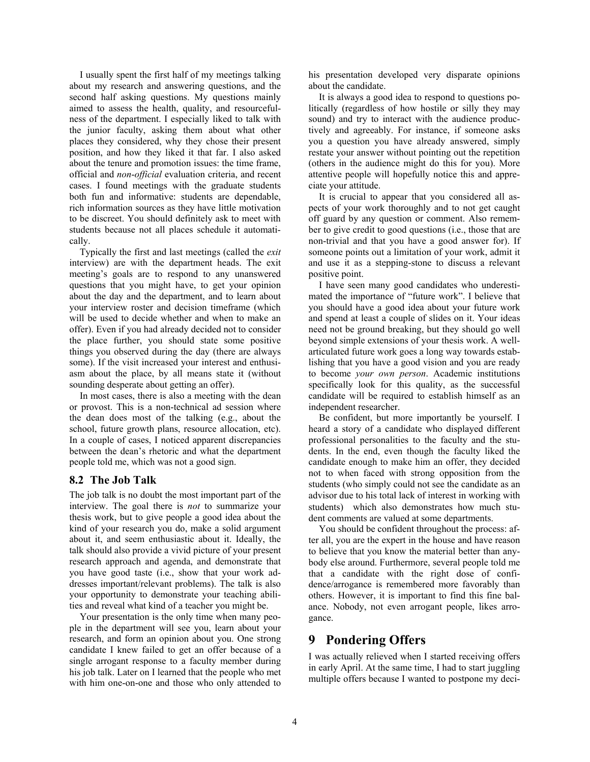I usually spent the first half of my meetings talking about my research and answering questions, and the second half asking questions. My questions mainly aimed to assess the health, quality, and resourcefulness of the department. I especially liked to talk with the junior faculty, asking them about what other places they considered, why they chose their present position, and how they liked it that far. I also asked about the tenure and promotion issues: the time frame, official and *non-official* evaluation criteria, and recent cases. I found meetings with the graduate students both fun and informative: students are dependable, rich information sources as they have little motivation to be discreet. You should definitely ask to meet with students because not all places schedule it automatically.

Typically the first and last meetings (called the *exit* interview) are with the department heads. The exit meeting's goals are to respond to any unanswered questions that you might have, to get your opinion about the day and the department, and to learn about your interview roster and decision timeframe (which will be used to decide whether and when to make an offer). Even if you had already decided not to consider the place further, you should state some positive things you observed during the day (there are always some). If the visit increased your interest and enthusiasm about the place, by all means state it (without sounding desperate about getting an offer).

In most cases, there is also a meeting with the dean or provost. This is a non-technical ad session where the dean does most of the talking (e.g., about the school, future growth plans, resource allocation, etc). In a couple of cases, I noticed apparent discrepancies between the dean's rhetoric and what the department people told me, which was not a good sign.

## 8.2 The Job Talk

The job talk is no doubt the most important part of the interview. The goal there is *not* to summarize your thesis work, but to give people a good idea about the kind of your research you do, make a solid argument about it, and seem enthusiastic about it. Ideally, the talk should also provide a vivid picture of your present research approach and agenda, and demonstrate that you have good taste (i.e., show that your work addresses important/relevant problems). The talk is also your opportunity to demonstrate your teaching abilities and reveal what kind of a teacher you might be.

Your presentation is the only time when many people in the department will see you, learn about your research, and form an opinion about you. One strong candidate I knew failed to get an offer because of a single arrogant response to a faculty member during his job talk. Later on I learned that the people who met with him one-on-one and those who only attended to his presentation developed very disparate opinions about the candidate.

It is always a good idea to respond to questions politically (regardless of how hostile or silly they may sound) and try to interact with the audience productively and agreeably. For instance, if someone asks you a question you have already answered, simply restate your answer without pointing out the repetition (others in the audience might do this for you). More attentive people will hopefully notice this and appreciate your attitude.

It is crucial to appear that you considered all aspects of your work thoroughly and to not get caught off guard by any question or comment. Also remember to give credit to good questions (i.e., those that are non-trivial and that you have a good answer for). If someone points out a limitation of your work, admit it and use it as a stepping-stone to discuss a relevant positive point.

I have seen many good candidates who underestimated the importance of "future work". I believe that you should have a good idea about your future work and spend at least a couple of slides on it. Your ideas need not be ground breaking, but they should go well beyond simple extensions of your thesis work. A well-articulated future work goes a long way towards establishing that you have a good vision and you are ready to become *your own person*. Academic institutions specifically look for this quality, as the successful candidate will be required to establish himself as an independent researcher.

Be confident, but more importantly be yourself. I heard a story of a candidate who displayed different professional personalities to the faculty and the students. In the end, even though the faculty liked the candidate enough to make him an offer, they decided not to when faced with strong opposition from the students (who simply could not see the candidate as an advisor due to his total lack of interest in working with students) which also demonstrates how much student comments are valued at some departments.

You should be confident throughout the process: after all, you are the expert in the house and have reason to believe that you know the material better than anybody else around. Furthermore, several people told me that a candidate with the right dose of confidence/arrogance is remembered more favorably than others. However, it is important to find this fine balance. Nobody, not even arrogant people, likes arrogance.

# 9 Pondering Offers

I was actually relieved when I started receiving offers in early April. At the same time, I had to start juggling multiple offers because I wanted to postpone my deci-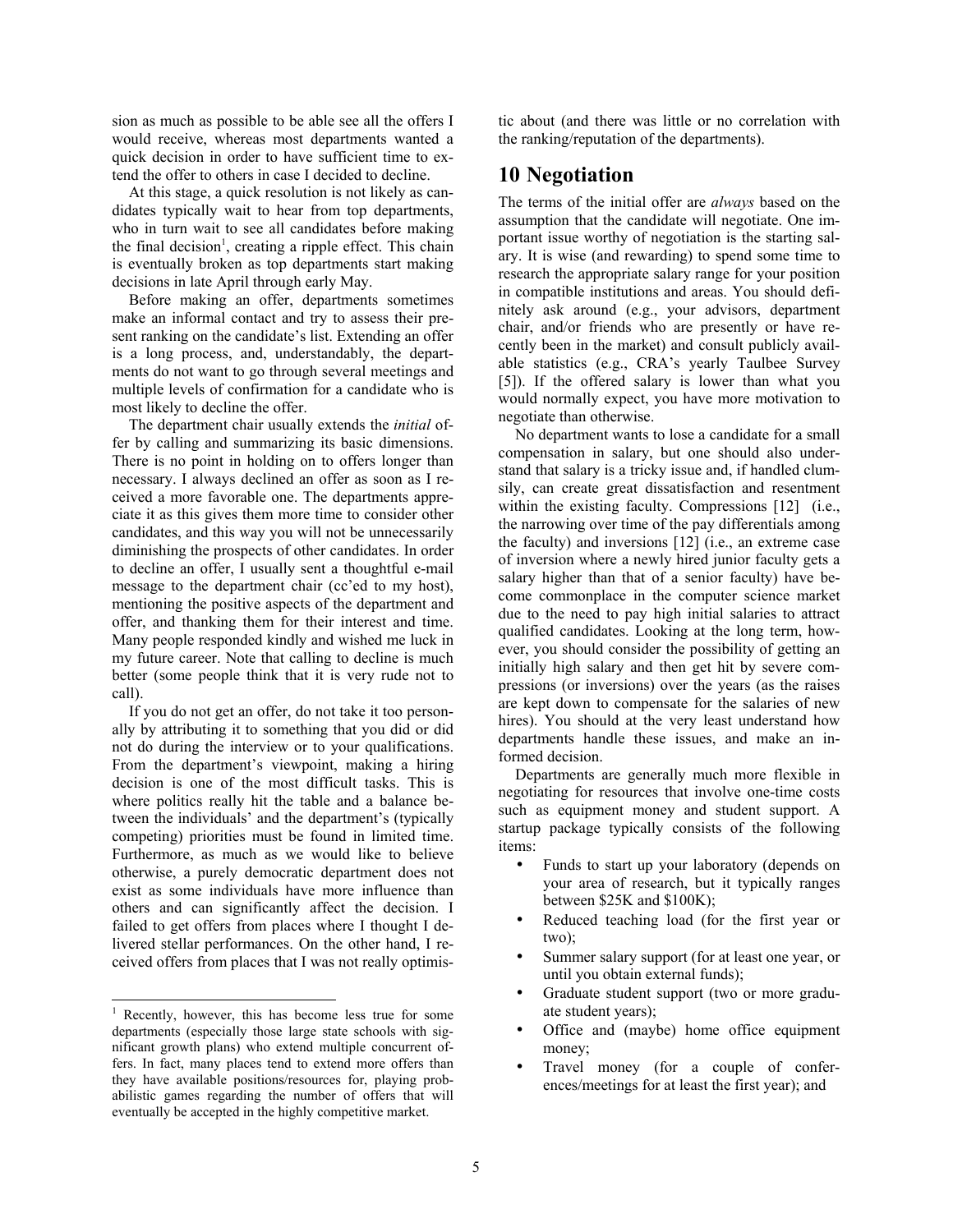sion as much as possible to be able see all the offers I would receive, whereas most departments wanted a quick decision in order to have sufficient time to extend the offer to others in case I decided to decline.

At this stage, a quick resolution is not likely as candidates typically wait to hear from top departments, who in turn wait to see all candidates before making the final decision[1], creating a ripple effect. This chain is eventually broken as top departments start making decisions in late April through early May.

Before making an offer, departments sometimes make an informal contact and try to assess their present ranking on the candidate's list. Extending an offer is a long process, and, understandably, the departments do not want to go through several meetings and multiple levels of confirmation for a candidate who is most likely to decline the offer.

The department chair usually extends the *initial* offer by calling and summarizing its basic dimensions. There is no point in holding on to offers longer than necessary. I always declined an offer as soon as I received a more favorable one. The departments appreciate it as this gives them more time to consider other candidates, and this way you will not be unnecessarily diminishing the prospects of other candidates. In order to decline an offer, I usually sent a thoughtful e-mail message to the department chair (cc'ed to my host), mentioning the positive aspects of the department and offer, and thanking them for their interest and time. Many people responded kindly and wished me luck in my future career. Note that calling to decline is much better (some people think that it is very rude not to call).

If you do not get an offer, do not take it too personally by attributing it to something that you did or did not do during the interview or to your qualifications. From the department's viewpoint, making a hiring decision is one of the most difficult tasks. This is where politics really hit the table and a balance between the individuals' and the department's (typically competing) priorities must be found in limited time. Furthermore, as much as we would like to believe otherwise, a purely democratic department does not exist as some individuals have more influence than others and can significantly affect the decision. I failed to get offers from places where I thought I delivered stellar performances. On the other hand, I received offers from places that I was not really optimistic about (and there was little or no correlation with the ranking/reputation of the departments).

[1] Recently, however, this has become less true for some departments (especially those large state schools with significant growth plans) who extend multiple concurrent offers. In fact, many places tend to extend more offers than they have available positions/resources for, playing probabilistic games regarding the number of offers that will eventually be accepted in the highly competitive market.

## 10 Negotiation

The terms of the initial offer are *always* based on the assumption that the candidate will negotiate. One important issue worthy of negotiation is the starting salary. It is wise (and rewarding) to spend some time to research the appropriate salary range for your position in compatible institutions and areas. You should definitely ask around (e.g., your advisors, department chair, and/or friends who are presently or have recently been in the market) and consult publicly available statistics (e.g., CRA's yearly Taulbee Survey [5]). If the offered salary is lower than what you would normally expect, you have more motivation to negotiate than otherwise.

No department wants to lose a candidate for a small compensation in salary, but one should also understand that salary is a tricky issue and, if handled clumsily, can create great dissatisfaction and resentment within the existing faculty. Compressions [12] (i.e., the narrowing over time of the pay differentials among the faculty) and inversions [12] (i.e., an extreme case of inversion where a newly hired junior faculty gets a salary higher than that of a senior faculty) have become commonplace in the computer science market due to the need to pay high initial salaries to attract qualified candidates. Looking at the long term, however, you should consider the possibility of getting an initially high salary and then get hit by severe compressions (or inversions) over the years (as the raises are kept down to compensate for the salaries of new hires). You should at the very least understand how departments handle these issues, and make an informed decision.

Departments are generally much more flexible in negotiating for resources that involve one-time costs such as equipment money and student support. A startup package typically consists of the following items:

- Funds to start up your laboratory (depends on your area of research, but it typically ranges between $25K and $100K);
- Reduced teaching load (for the first year or two);
- Summer salary support (for at least one year, or until you obtain external funds);
- Graduate student support (two or more graduate student years);
- Office and (maybe) home office equipment money;
- Travel money (for a couple of conferences/meetings for at least the first year); and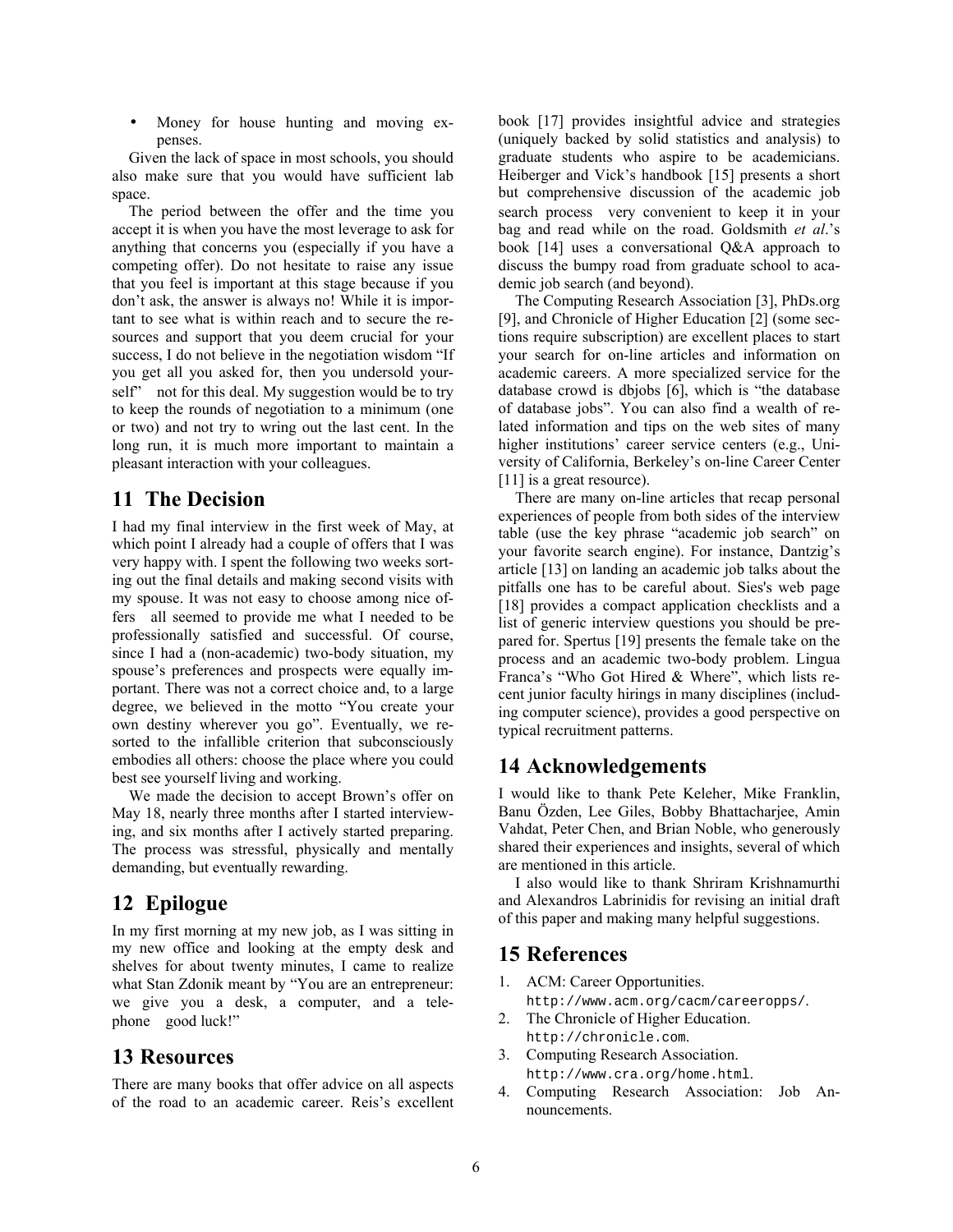- Money for house hunting and moving expenses.

Given the lack of space in most schools, you should also make sure that you would have sufficient lab space.

The period between the offer and the time you accept it is when you have the most leverage to ask for anything that concerns you (especially if you have a competing offer). Do not hesitate to raise any issue that you feel is important at this stage because if you don't ask, the answer is always no! While it is important to see what is within reach and to secure the resources and support that you deem crucial for your success, I do not believe in the negotiation wisdom "If you get all you asked for, then you undersold yourself" not for this deal. My suggestion would be to try to keep the rounds of negotiation to a minimum (one or two) and not try to wring out the last cent. In the long run, it is much more important to maintain a pleasant interaction with your colleagues.

## 11 The Decision

I had my final interview in the first week of May, at which point I already had a couple of offers that I was very happy with. I spent the following two weeks sorting out the final details and making second visits with my spouse. It was not easy to choose among nice offers all seemed to provide me what I needed to be professionally satisfied and successful. Of course, since I had a (non-academic) two-body situation, my spouse's preferences and prospects were equally important. There was not a correct choice and, to a large degree, we believed in the motto "You create your own destiny wherever you go". Eventually, we resorted to the infallible criterion that subconsciously embodies all others: choose the place where you could best see yourself living and working.

We made the decision to accept Brown's offer on May 18, nearly three months after I started interviewing, and six months after I actively started preparing. The process was stressful, physically and mentally demanding, but eventually rewarding.

## 12 Epilogue

In my first morning at my new job, as I was sitting in my new office and looking at the empty desk and shelves for about twenty minutes, I came to realize what Stan Zdonik meant by "You are an entrepreneur: we give you a desk, a computer, and a telephone good luck!"

## 13 Resources

There are many books that offer advice on all aspects of the road to an academic career. Reis's excellent book [17] provides insightful advice and strategies (uniquely backed by solid statistics and analysis) to graduate students who aspire to be academicians. Heiberger and Vick's handbook [15] presents a short but comprehensive discussion of the academic job search process very convenient to keep it in your bag and read while on the road. Goldsmith *et al*.'s book [14] uses a conversational Q&A approach to discuss the bumpy road from graduate school to academic job search (and beyond).

The Computing Research Association [3], PhDs.org [9], and Chronicle of Higher Education [2] (some sections require subscription) are excellent places to start your search for on-line articles and information on academic careers. A more specialized service for the database crowd is dbjobs [6], which is "the database of database jobs". You can also find a wealth of related information and tips on the web sites of many higher institutions' career service centers (e.g., University of California, Berkeley's on-line Career Center [11] is a great resource).

There are many on-line articles that recap personal experiences of people from both sides of the interview table (use the key phrase "academic job search" on your favorite search engine). For instance, Dantzig's article [13] on landing an academic job talks about the pitfalls one has to be careful about. Sies's web page [18] provides a compact application checklists and a list of generic interview questions you should be prepared for. Spertus [19] presents the female take on the process and an academic two-body problem. Lingua Franca's "Who Got Hired & Where", which lists recent junior faculty hirings in many disciplines (including computer science), provides a good perspective on typical recruitment patterns.

## 14 Acknowledgements

I would like to thank Pete Keleher, Mike Franklin, Banu Özden, Lee Giles, Bobby Bhattacharjee, Amin Vahdat, Peter Chen, and Brian Noble, who generously shared their experiences and insights, several of which are mentioned in this article.

I also would like to thank Shriram Krishnamurthi and Alexandros Labrinidis for revising an initial draft of this paper and making many helpful suggestions.

## 15 References

1. ACM: Career Opportunities. `http://www.acm.org/cacm/careeropps/`.
2. The Chronicle of Higher Education. `http://chronicle.com`.
3. Computing Research Association. `http://www.cra.org/home.html`.
4. Computing Research Association: Job Announcements.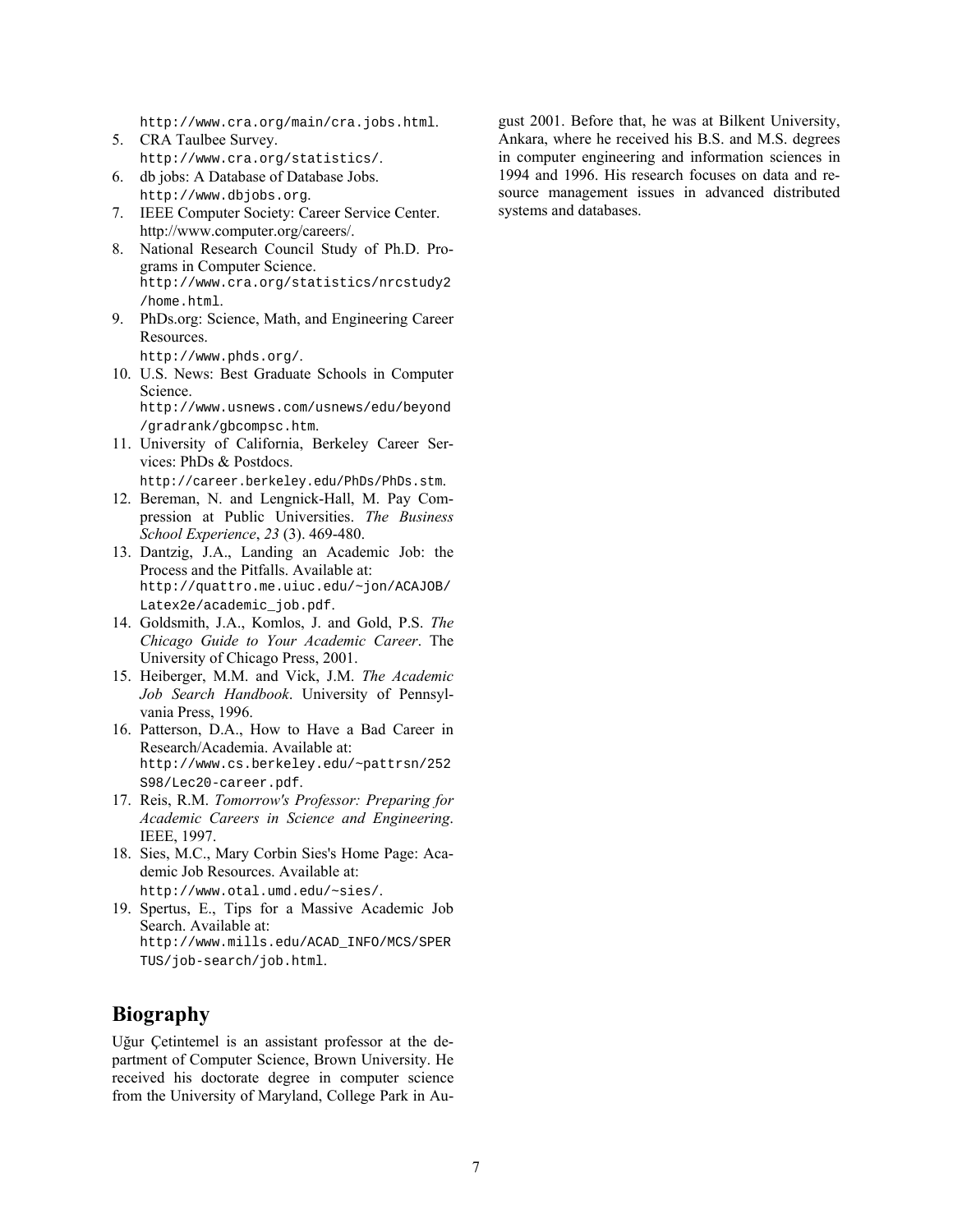http://www.cra.org/main/cra.jobs.html.

5. CRA Taulbee Survey. http://www.cra.org/statistics/.
6. db jobs: A Database of Database Jobs. http://www.dbjobs.org.
7. IEEE Computer Society: Career Service Center. http://www.computer.org/careers/.
8. National Research Council Study of Ph.D. Programs in Computer Science. http://www.cra.org/statistics/nrcstudy2/home.html.
9. PhDs.org: Science, Math, and Engineering Career Resources. http://www.phds.org/.
10. U.S. News: Best Graduate Schools in Computer Science. http://www.usnews.com/usnews/edu/beyond/gradrank/gbcompsc.htm.
11. University of California, Berkeley Career Services: PhDs & Postdocs. http://career.berkeley.edu/PhDs/PhDs.stm.
12. Bereman, N. and Lengnick-Hall, M. Pay Compression at Public Universities. *The Business School Experience*, *23* (3). 469-480.
13. Dantzig, J.A., Landing an Academic Job: the Process and the Pitfalls. Available at: http://quattro.me.uiuc.edu/~jon/ACAJOB/Latex2e/academic_job.pdf.
14. Goldsmith, J.A., Komlos, J. and Gold, P.S. *The Chicago Guide to Your Academic Career*. The University of Chicago Press, 2001.
15. Heiberger, M.M. and Vick, J.M. *The Academic Job Search Handbook*. University of Pennsylvania Press, 1996.
16. Patterson, D.A., How to Have a Bad Career in Research/Academia. Available at: http://www.cs.berkeley.edu/~pattrsn/252S98/Lec20-career.pdf.
17. Reis, R.M. *Tomorrow's Professor: Preparing for Academic Careers in Science and Engineering*. IEEE, 1997.
18. Sies, M.C., Mary Corbin Sies's Home Page: Academic Job Resources. Available at: http://www.otal.umd.edu/~sies/.
19. Spertus, E., Tips for a Massive Academic Job Search. Available at: http://www.mills.edu/ACAD_INFO/MCS/SPERTUS/job-search/job.html.

## Biography

Uğur Çetintemel is an assistant professor at the department of Computer Science, Brown University. He received his doctorate degree in computer science from the University of Maryland, College Park in August 2001. Before that, he was at Bilkent University, Ankara, where he received his B.S. and M.S. degrees in computer engineering and information sciences in 1994 and 1996. His research focuses on data and resource management issues in advanced distributed systems and databases.